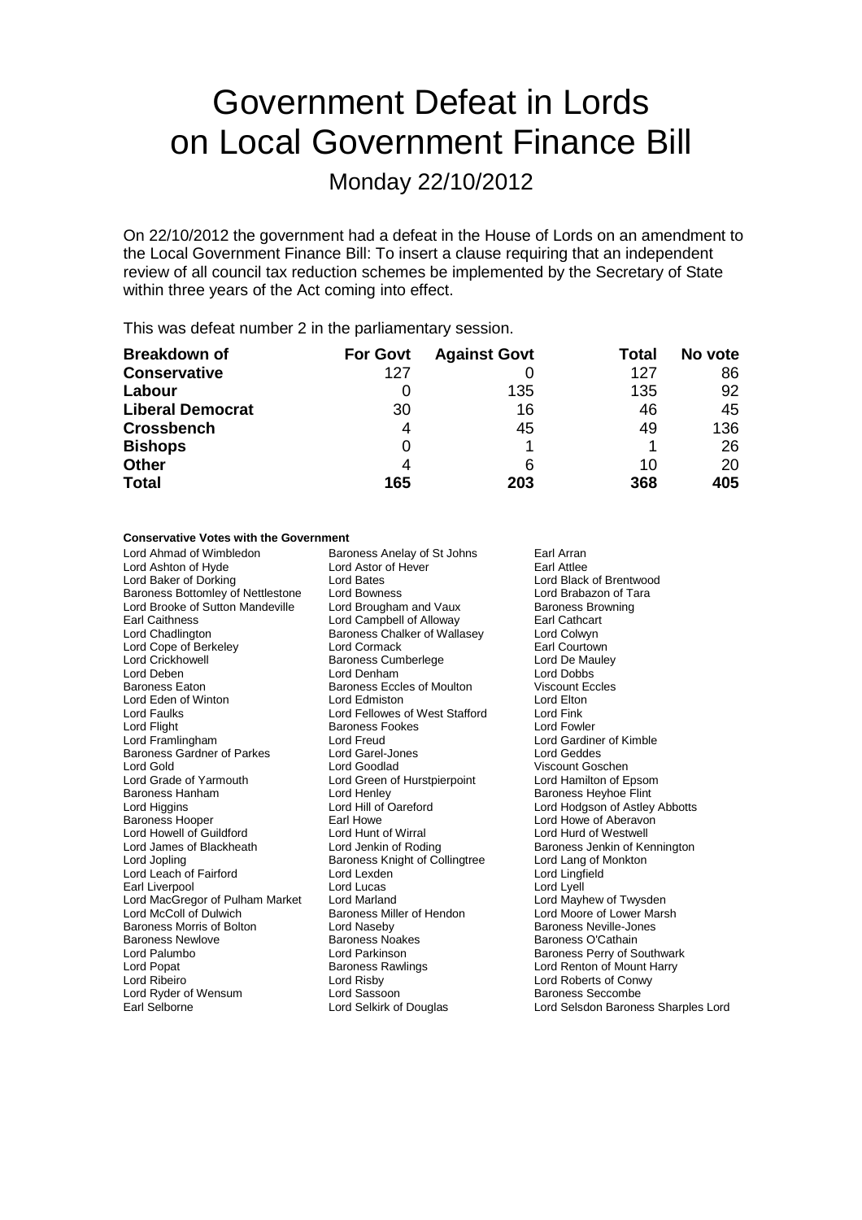# Government Defeat in Lords on Local Government Finance Bill

## Monday 22/10/2012

On 22/10/2012 the government had a defeat in the House of Lords on an amendment to the Local Government Finance Bill: To insert a clause requiring that an independent review of all council tax reduction schemes be implemented by the Secretary of State within three years of the Act coming into effect.

This was defeat number 2 in the parliamentary session.

| Breakdown of | For Govt | Against Govt | Total | No vote |
|---|---|---|---|---|
| **Conservative** | 127 | 0 | 127 | 86 |
| **Labour** | 0 | 135 | 135 | 92 |
| **Liberal Democrat** | 30 | 16 | 46 | 45 |
| **Crossbench** | 4 | 45 | 49 | 136 |
| **Bishops** | 0 | 1 | 1 | 26 |
| **Other** | 4 | 6 | 10 | 20 |
| **Total** | 165 | 203 | 368 | 405 |

**Conservative Votes with the Government**

| | | |
|---|---|---|
| Lord Ahmad of Wimbledon | Baroness Anelay of St Johns | Earl Arran |
| Lord Ashton of Hyde | Lord Astor of Hever | Earl Attlee |
| Lord Baker of Dorking | Lord Bates | Lord Black of Brentwood |
| Baroness Bottomley of Nettlestone | Lord Bowness | Lord Brabazon of Tara |
| Lord Brooke of Sutton Mandeville | Lord Brougham and Vaux | Baroness Browning |
| Earl Caithness | Lord Campbell of Alloway | Earl Cathcart |
| Lord Chadlington | Baroness Chalker of Wallasey | Lord Colwyn |
| Lord Cope of Berkeley | Lord Cormack | Earl Courtown |
| Lord Crickhowell | Baroness Cumberlege | Lord De Mauley |
| Lord Deben | Lord Denham | Lord Dobbs |
| Baroness Eaton | Baroness Eccles of Moulton | Viscount Eccles |
| Lord Eden of Winton | Lord Edmiston | Lord Elton |
| Lord Faulks | Lord Fellowes of West Stafford | Lord Fink |
| Lord Flight | Baroness Fookes | Lord Fowler |
| Lord Framlingham | Lord Freud | Lord Gardiner of Kimble |
| Baroness Gardner of Parkes | Lord Garel-Jones | Lord Geddes |
| Lord Gold | Lord Goodlad | Viscount Goschen |
| Lord Grade of Yarmouth | Lord Green of Hurstpierpoint | Lord Hamilton of Epsom |
| Baroness Hanham | Lord Henley | Baroness Heyhoe Flint |
| Lord Higgins | Lord Hill of Oareford | Lord Hodgson of Astley Abbotts |
| Baroness Hooper | Earl Howe | Lord Howe of Aberavon |
| Lord Howell of Guildford | Lord Hunt of Wirral | Lord Hurd of Westwell |
| Lord James of Blackheath | Lord Jenkin of Roding | Baroness Jenkin of Kennington |
| Lord Jopling | Baroness Knight of Collingtree | Lord Lang of Monkton |
| Lord Leach of Fairford | Lord Lexden | Lord Lingfield |
| Earl Liverpool | Lord Lucas | Lord Lyell |
| Lord MacGregor of Pulham Market | Lord Marland | Lord Mayhew of Twysden |
| Lord McColl of Dulwich | Baroness Miller of Hendon | Lord Moore of Lower Marsh |
| Baroness Morris of Bolton | Lord Naseby | Baroness Neville-Jones |
| Baroness Newlove | Baroness Noakes | Baroness O'Cathain |
| Lord Palumbo | Lord Parkinson | Baroness Perry of Southwark |
| Lord Popat | Baroness Rawlings | Lord Renton of Mount Harry |
| Lord Ribeiro | Lord Risby | Lord Roberts of Conwy |
| Lord Ryder of Wensum | Lord Sassoon | Baroness Seccombe |
| Earl Selborne | Lord Selkirk of Douglas | Lord Selsdon Baroness Sharples Lord |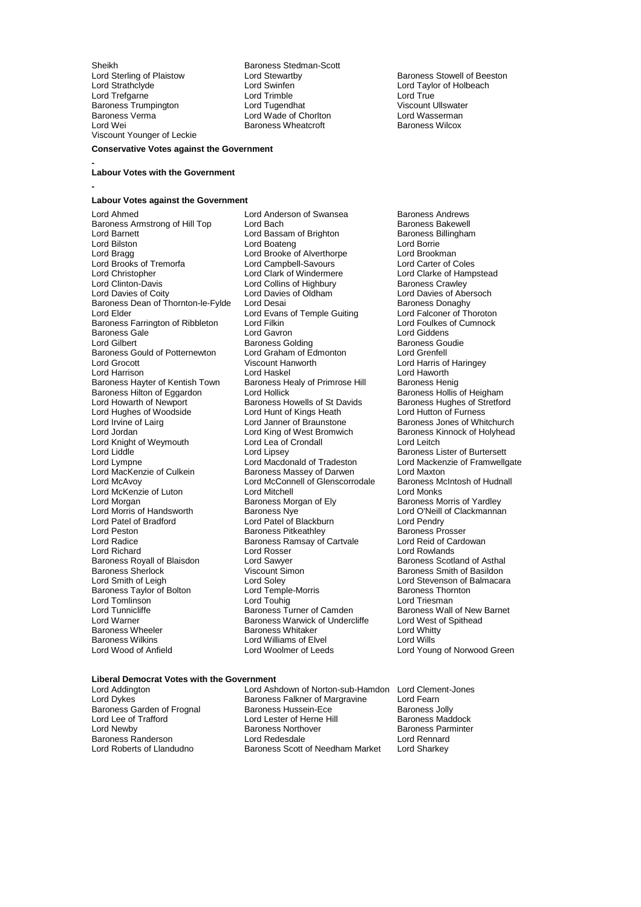Sheikh
Lord Sterling of Plaistow
Lord Strathclyde
Lord Trefgarne
Baroness Trumpington
Baroness Verma
Lord Wei
Viscount Younger of Leckie
Baroness Stedman-Scott
Lord Stewartby
Lord Swinfen
Lord Trimble
Lord Tugendhat
Lord Wade of Chorlton
Baroness Wheatcroft
Baroness Stowell of Beeston
Lord Taylor of Holbeach
Lord True
Viscount Ullswater
Lord Wasserman
Baroness Wilcox

**Conservative Votes against the Government**

-

**Labour Votes with the Government**

-

**Labour Votes against the Government**

Lord Ahmed
Baroness Armstrong of Hill Top
Lord Barnett
Lord Bilston
Lord Bragg
Lord Brooks of Tremorfa
Lord Christopher
Lord Clinton-Davis
Lord Davies of Coity
Baroness Dean of Thornton-le-Fylde
Lord Elder
Baroness Farrington of Ribbleton
Baroness Gale
Lord Gilbert
Baroness Gould of Potternewton
Lord Grocott
Lord Harrison
Baroness Hayter of Kentish Town
Baroness Hilton of Eggardon
Lord Howarth of Newport
Lord Hughes of Woodside
Lord Irvine of Lairg
Lord Jordan
Lord Knight of Weymouth
Lord Liddle
Lord Lympne
Lord MacKenzie of Culkein
Lord McAvoy
Lord McKenzie of Luton
Lord Morgan
Lord Morris of Handsworth
Lord Patel of Bradford
Lord Peston
Lord Radice
Lord Richard
Baroness Royall of Blaisdon
Baroness Sherlock
Lord Smith of Leigh
Baroness Taylor of Bolton
Lord Tomlinson
Lord Tunnicliffe
Lord Warner
Baroness Wheeler
Baroness Wilkins
Lord Wood of Anfield
Lord Anderson of Swansea
Lord Bach
Lord Bassam of Brighton
Lord Boateng
Lord Brooke of Alverthorpe
Lord Campbell-Savours
Lord Clark of Windermere
Lord Collins of Highbury
Lord Davies of Oldham
Lord Desai
Lord Evans of Temple Guiting
Lord Filkin
Lord Gavron
Baroness Golding
Lord Graham of Edmonton
Viscount Hanworth
Lord Haskel
Baroness Healy of Primrose Hill
Lord Hollick
Baroness Howells of St Davids
Lord Hunt of Kings Heath
Lord Janner of Braunstone
Lord King of West Bromwich
Lord Lea of Crondall
Lord Lipsey
Lord Macdonald of Tradeston
Baroness Massey of Darwen
Lord McConnell of Glenscorrodale
Lord Mitchell
Baroness Morgan of Ely
Baroness Nye
Lord Patel of Blackburn
Baroness Pitkeathley
Baroness Ramsay of Cartvale
Lord Rosser
Lord Sawyer
Viscount Simon
Lord Soley
Lord Temple-Morris
Lord Touhig
Baroness Turner of Camden
Baroness Warwick of Undercliffe
Baroness Whitaker
Lord Williams of Elvel
Lord Woolmer of Leeds
Baroness Andrews
Baroness Bakewell
Baroness Billingham
Lord Borrie
Lord Brookman
Lord Carter of Coles
Lord Clarke of Hampstead
Baroness Crawley
Lord Davies of Abersoch
Baroness Donaghy
Lord Falconer of Thoroton
Lord Foulkes of Cumnock
Lord Giddens
Baroness Goudie
Lord Grenfell
Lord Harris of Haringey
Lord Haworth
Baroness Henig
Baroness Hollis of Heigham
Baroness Hughes of Stretford
Lord Hutton of Furness
Baroness Jones of Whitchurch
Baroness Kinnock of Holyhead
Lord Leitch
Baroness Lister of Burtersett
Lord Mackenzie of Framwellgate
Lord Maxton
Baroness McIntosh of Hudnall
Lord Monks
Baroness Morris of Yardley
Lord O'Neill of Clackmannan
Lord Pendry
Baroness Prosser
Lord Reid of Cardowan
Lord Rowlands
Baroness Scotland of Asthal
Baroness Smith of Basildon
Lord Stevenson of Balmacara
Baroness Thornton
Lord Triesman
Baroness Wall of New Barnet
Lord West of Spithead
Lord Whitty
Lord Wills
Lord Young of Norwood Green

**Liberal Democrat Votes with the Government**

Lord Addington
Lord Dykes
Baroness Garden of Frognal
Lord Lee of Trafford
Lord Newby
Baroness Randerson
Lord Roberts of Llandudno
Lord Ashdown of Norton-sub-Hamdon
Baroness Falkner of Margravine
Baroness Hussein-Ece
Lord Lester of Herne Hill
Baroness Northover
Lord Redesdale
Baroness Scott of Needham Market
Lord Clement-Jones
Lord Fearn
Baroness Jolly
Baroness Maddock
Baroness Parminter
Lord Rennard
Lord Sharkey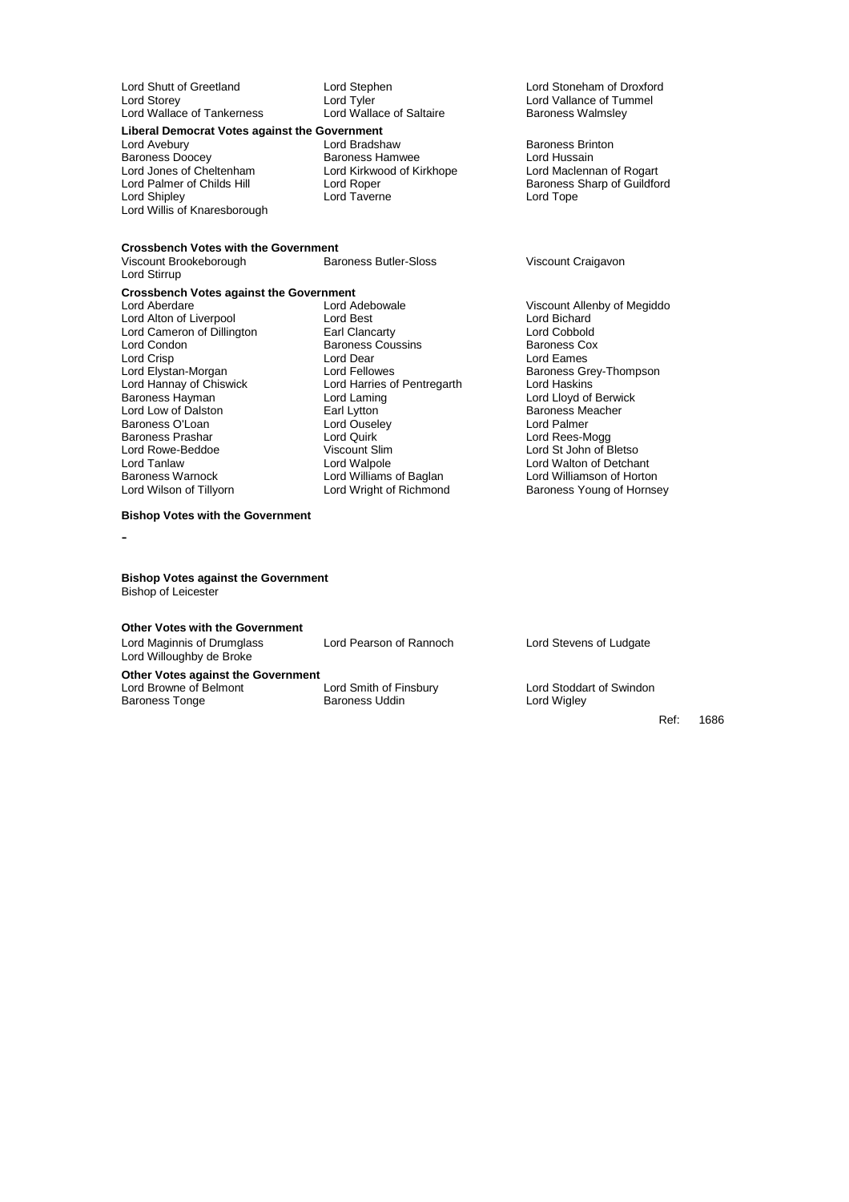Lord Shutt of Greetland
Lord Stephen
Lord Stoneham of Droxford
Lord Storey
Lord Tyler
Lord Vallance of Tummel
Lord Wallace of Tankerness
Lord Wallace of Saltaire
Baroness Walmsley

**Liberal Democrat Votes against the Government**

Lord Avebury
Lord Bradshaw
Baroness Brinton
Baroness Doocey
Baroness Hamwee
Lord Hussain
Lord Jones of Cheltenham
Lord Kirkwood of Kirkhope
Lord Maclennan of Rogart
Lord Palmer of Childs Hill
Lord Roper
Baroness Sharp of Guildford
Lord Shipley
Lord Taverne
Lord Tope
Lord Willis of Knaresborough

**Crossbench Votes with the Government**

Viscount Brookeborough
Baroness Butler-Sloss
Viscount Craigavon
Lord Stirrup

**Crossbench Votes against the Government**

Lord Aberdare
Lord Adebowale
Viscount Allenby of Megiddo
Lord Alton of Liverpool
Lord Best
Lord Bichard
Lord Cameron of Dillington
Earl Clancarty
Lord Cobbold
Lord Condon
Baroness Coussins
Baroness Cox
Lord Crisp
Lord Dear
Lord Eames
Lord Elystan-Morgan
Lord Fellowes
Baroness Grey-Thompson
Lord Hannay of Chiswick
Lord Harries of Pentregarth
Lord Haskins
Baroness Hayman
Lord Laming
Lord Lloyd of Berwick
Lord Low of Dalston
Earl Lytton
Baroness Meacher
Baroness O'Loan
Lord Ouseley
Lord Palmer
Baroness Prashar
Lord Quirk
Lord Rees-Mogg
Lord Rowe-Beddoe
Viscount Slim
Lord St John of Bletso
Lord Tanlaw
Lord Walpole
Lord Walton of Detchant
Baroness Warnock
Lord Williams of Baglan
Lord Williamson of Horton
Lord Wilson of Tillyorn
Lord Wright of Richmond
Baroness Young of Hornsey

**Bishop Votes with the Government**

-

**Bishop Votes against the Government**

Bishop of Leicester

**Other Votes with the Government**

Lord Maginnis of Drumglass
Lord Pearson of Rannoch
Lord Stevens of Ludgate
Lord Willoughby de Broke

**Other Votes against the Government**

Lord Browne of Belmont
Lord Smith of Finsbury
Lord Stoddart of Swindon
Baroness Tonge
Baroness Uddin
Lord Wigley

Ref: 1686